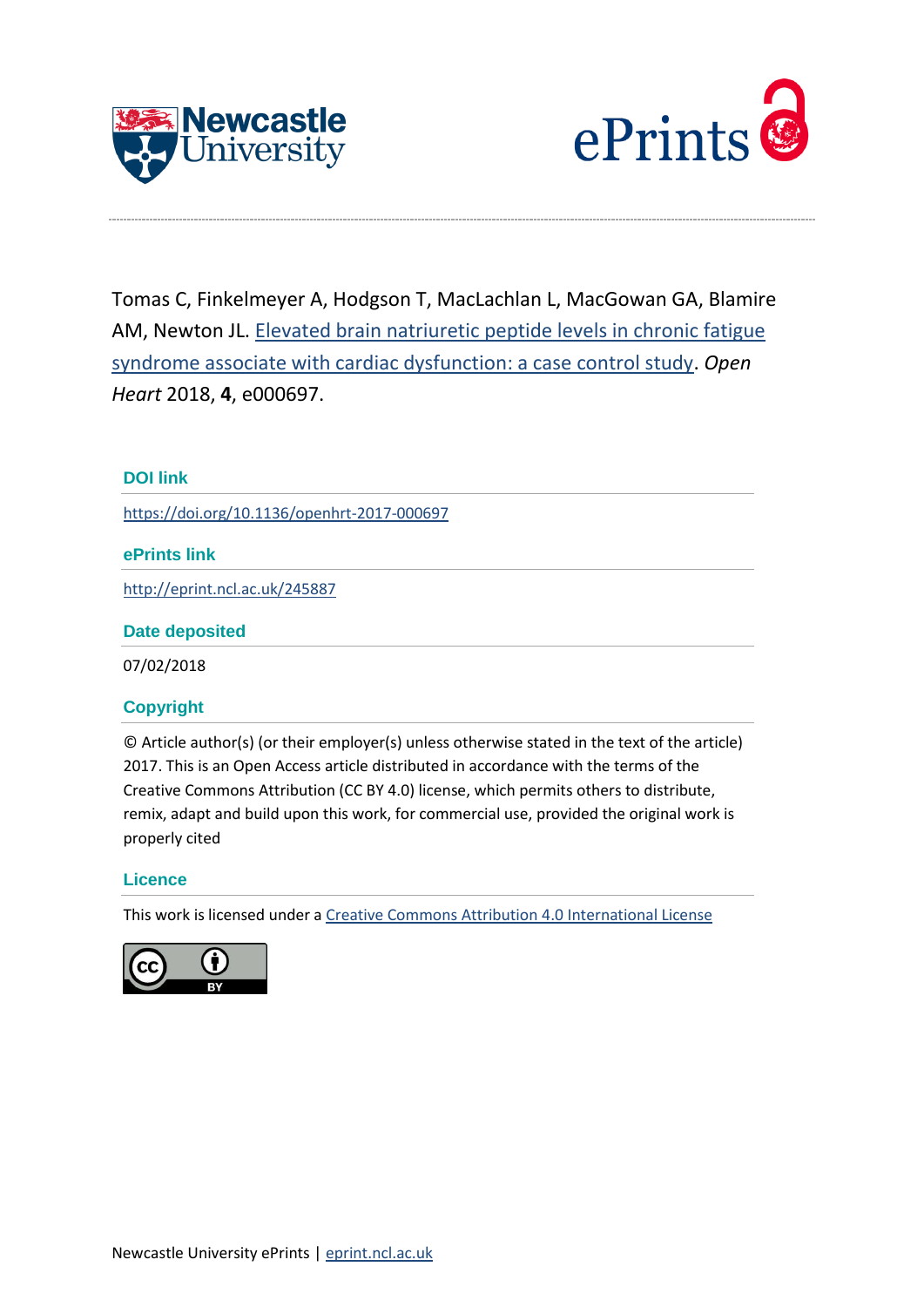Tomas C, Finkelmeyer A, Hodgson T, MacLachlan L, MacGowan GA, Blamire AM, Newton JL. Elevated brain natriuretic peptide levels in chronic fatigue syndrome associate with cardiac dysfunction: a case control study. *Open Heart* 2018, **4**, e000697.

### DOI link

https://doi.org/10.1136/openhrt-2017-000697

### ePrints link

http://eprint.ncl.ac.uk/245887

### Date deposited

07/02/2018

### Copyright

© Article author(s) (or their employer(s) unless otherwise stated in the text of the article) 2017. This is an Open Access article distributed in accordance with the terms of the Creative Commons Attribution (CC BY 4.0) license, which permits others to distribute, remix, adapt and build upon this work, for commercial use, provided the original work is properly cited

### Licence

This work is licensed under a Creative Commons Attribution 4.0 International License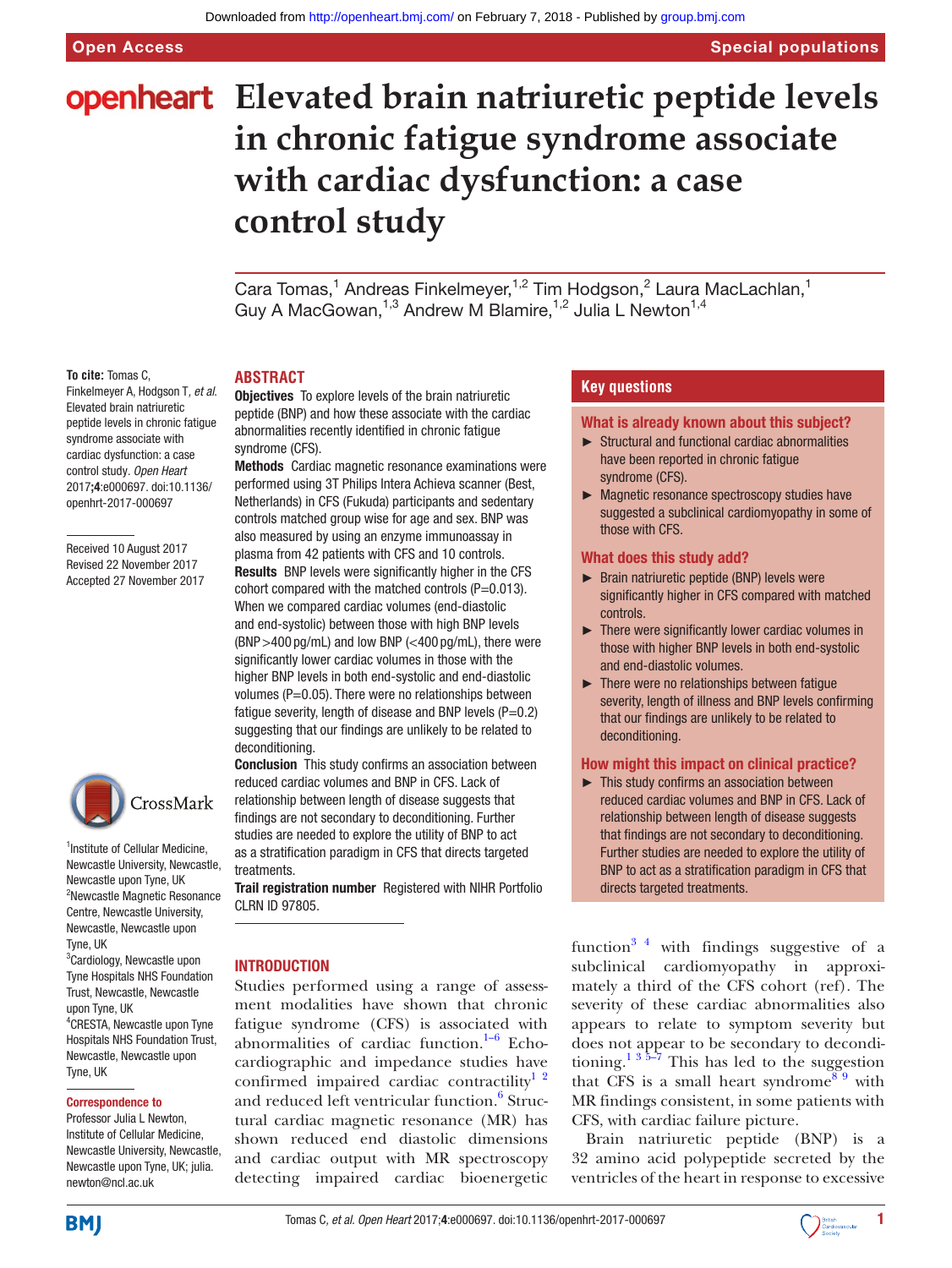# Elevated brain natriuretic peptide levels in chronic fatigue syndrome associate with cardiac dysfunction: a case control study

Cara Tomas,[1] Andreas Finkelmeyer,[1,2] Tim Hodgson,[2] Laura MacLachlan,[1] Guy A MacGowan,[1,3] Andrew M Blamire,[1,2] Julia L Newton[1,4]

**To cite:** Tomas C, Finkelmeyer A, Hodgson T, *et al.* Elevated brain natriuretic peptide levels in chronic fatigue syndrome associate with cardiac dysfunction: a case control study. *Open Heart* 2017;**4**:e000697. doi:10.1136/openhrt-2017-000697

Received 10 August 2017
Revised 22 November 2017
Accepted 27 November 2017

[1]Institute of Cellular Medicine, Newcastle University, Newcastle, Newcastle upon Tyne, UK
[2]Newcastle Magnetic Resonance Centre, Newcastle University, Newcastle, Newcastle upon Tyne, UK
[3]Cardiology, Newcastle upon Tyne Hospitals NHS Foundation Trust, Newcastle, Newcastle upon Tyne, UK
[4]CRESTA, Newcastle upon Tyne Hospitals NHS Foundation Trust, Newcastle, Newcastle upon Tyne, UK

**Correspondence to**
Professor Julia L Newton, Institute of Cellular Medicine, Newcastle University, Newcastle, Newcastle upon Tyne, UK; julia.newton@ncl.ac.uk

## ABSTRACT

**Objectives** To explore levels of the brain natriuretic peptide (BNP) and how these associate with the cardiac abnormalities recently identified in chronic fatigue syndrome (CFS).

**Methods** Cardiac magnetic resonance examinations were performed using 3T Philips Intera Achieva scanner (Best, Netherlands) in CFS (Fukuda) participants and sedentary controls matched group wise for age and sex. BNP was also measured by using an enzyme immunoassay in plasma from 42 patients with CFS and 10 controls.

**Results** BNP levels were significantly higher in the CFS cohort compared with the matched controls (P=0.013). When we compared cardiac volumes (end-diastolic and end-systolic) between those with high BNP levels (BNP >400 pg/mL) and low BNP (<400 pg/mL), there were significantly lower cardiac volumes in those with the higher BNP levels in both end-systolic and end-diastolic volumes (P=0.05). There were no relationships between fatigue severity, length of disease and BNP levels (P=0.2) suggesting that our findings are unlikely to be related to deconditioning.

**Conclusion** This study confirms an association between reduced cardiac volumes and BNP in CFS. Lack of relationship between length of disease suggests that findings are not secondary to deconditioning. Further studies are needed to explore the utility of BNP to act as a stratification paradigm in CFS that directs targeted treatments.

**Trail registration number** Registered with NIHR Portfolio CLRN ID 97805.

## Key questions

### What is already known about this subject?

- Structural and functional cardiac abnormalities have been reported in chronic fatigue syndrome (CFS).
- Magnetic resonance spectroscopy studies have suggested a subclinical cardiomyopathy in some of those with CFS.

### What does this study add?

- Brain natriuretic peptide (BNP) levels were significantly higher in CFS compared with matched controls.
- There were significantly lower cardiac volumes in those with higher BNP levels in both end-systolic and end-diastolic volumes.
- There were no relationships between fatigue severity, length of illness and BNP levels confirming that our findings are unlikely to be related to deconditioning.

### How might this impact on clinical practice?

- This study confirms an association between reduced cardiac volumes and BNP in CFS. Lack of relationship between length of disease suggests that findings are not secondary to deconditioning. Further studies are needed to explore the utility of BNP to act as a stratification paradigm in CFS that directs targeted treatments.

## INTRODUCTION

Studies performed using a range of assessment modalities have shown that chronic fatigue syndrome (CFS) is associated with abnormalities of cardiac function.[1–6] Echocardiographic and impedance studies have confirmed impaired cardiac contractility[1 2] and reduced left ventricular function.[6] Structural cardiac magnetic resonance (MR) has shown reduced end diastolic dimensions and cardiac output with MR spectroscopy detecting impaired cardiac bioenergetic function[3 4] with findings suggestive of a subclinical cardiomyopathy in approximately a third of the CFS cohort (ref). The severity of these cardiac abnormalities also appears to relate to symptom severity but does not appear to be secondary to deconditioning.[1 3 5–7] This has led to the suggestion that CFS is a small heart syndrome[8 9] with MR findings consistent, in some patients with CFS, with cardiac failure picture.

Brain natriuretic peptide (BNP) is a 32 amino acid polypeptide secreted by the ventricles of the heart in response to excessive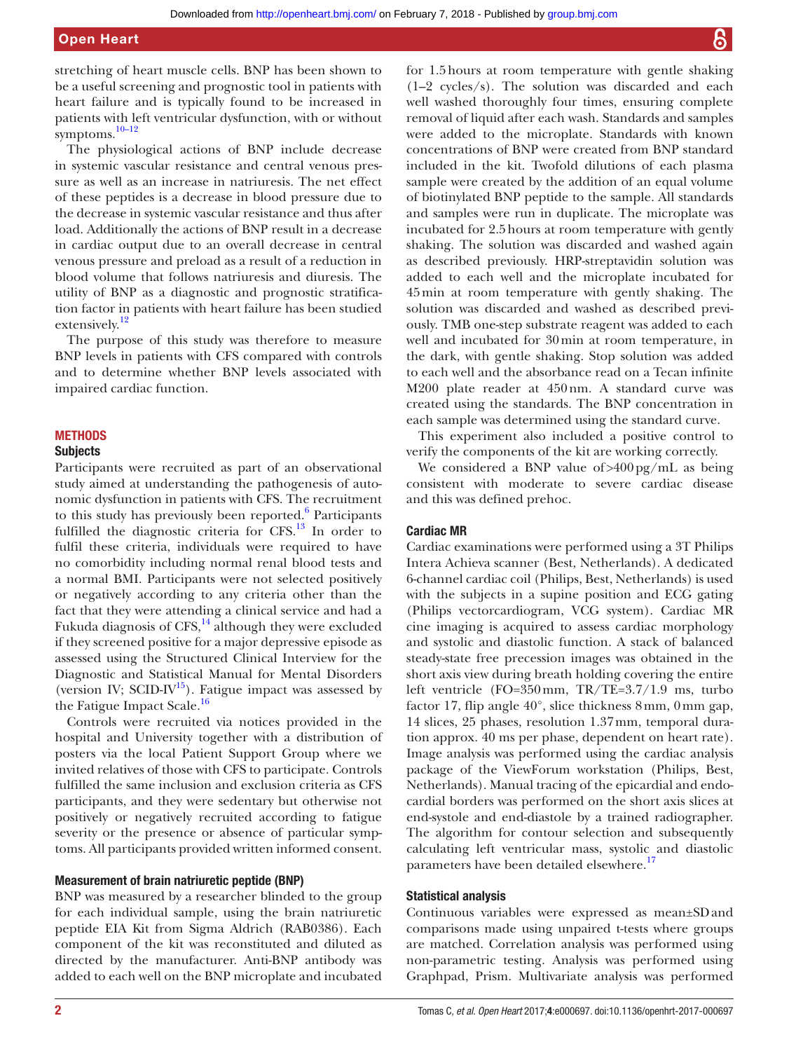stretching of heart muscle cells. BNP has been shown to be a useful screening and prognostic tool in patients with heart failure and is typically found to be increased in patients with left ventricular dysfunction, with or without symptoms.[10–12]

The physiological actions of BNP include decrease in systemic vascular resistance and central venous pressure as well as an increase in natriuresis. The net effect of these peptides is a decrease in blood pressure due to the decrease in systemic vascular resistance and thus after load. Additionally the actions of BNP result in a decrease in cardiac output due to an overall decrease in central venous pressure and preload as a result of a reduction in blood volume that follows natriuresis and diuresis. The utility of BNP as a diagnostic and prognostic stratification factor in patients with heart failure has been studied extensively.[12]

The purpose of this study was therefore to measure BNP levels in patients with CFS compared with controls and to determine whether BNP levels associated with impaired cardiac function.

## METHODS

### Subjects

Participants were recruited as part of an observational study aimed at understanding the pathogenesis of autonomic dysfunction in patients with CFS. The recruitment to this study has previously been reported.[6] Participants fulfilled the diagnostic criteria for CFS.[13] In order to fulfil these criteria, individuals were required to have no comorbidity including normal renal blood tests and a normal BMI. Participants were not selected positively or negatively according to any criteria other than the fact that they were attending a clinical service and had a Fukuda diagnosis of CFS,[14] although they were excluded if they screened positive for a major depressive episode as assessed using the Structured Clinical Interview for the Diagnostic and Statistical Manual for Mental Disorders (version IV; SCID-IV[15]). Fatigue impact was assessed by the Fatigue Impact Scale.[16]

Controls were recruited via notices provided in the hospital and University together with a distribution of posters via the local Patient Support Group where we invited relatives of those with CFS to participate. Controls fulfilled the same inclusion and exclusion criteria as CFS participants, and they were sedentary but otherwise not positively or negatively recruited according to fatigue severity or the presence or absence of particular symptoms. All participants provided written informed consent.

### Measurement of brain natriuretic peptide (BNP)

BNP was measured by a researcher blinded to the group for each individual sample, using the brain natriuretic peptide EIA Kit from Sigma Aldrich (RAB0386). Each component of the kit was reconstituted and diluted as directed by the manufacturer. Anti-BNP antibody was added to each well on the BNP microplate and incubated for 1.5 hours at room temperature with gentle shaking (1–2 cycles/s). The solution was discarded and each well washed thoroughly four times, ensuring complete removal of liquid after each wash. Standards and samples were added to the microplate. Standards with known concentrations of BNP were created from BNP standard included in the kit. Twofold dilutions of each plasma sample were created by the addition of an equal volume of biotinylated BNP peptide to the sample. All standards and samples were run in duplicate. The microplate was incubated for 2.5 hours at room temperature with gently shaking. The solution was discarded and washed again as described previously. HRP-streptavidin solution was added to each well and the microplate incubated for 45 min at room temperature with gently shaking. The solution was discarded and washed as described previously. TMB one-step substrate reagent was added to each well and incubated for 30 min at room temperature, in the dark, with gentle shaking. Stop solution was added to each well and the absorbance read on a Tecan infinite M200 plate reader at 450 nm. A standard curve was created using the standards. The BNP concentration in each sample was determined using the standard curve.

This experiment also included a positive control to verify the components of the kit are working correctly.

We considered a BNP value of >400 pg/mL as being consistent with moderate to severe cardiac disease and this was defined prehoc.

### Cardiac MR

Cardiac examinations were performed using a 3T Philips Intera Achieva scanner (Best, Netherlands). A dedicated 6-channel cardiac coil (Philips, Best, Netherlands) is used with the subjects in a supine position and ECG gating (Philips vectorcardiogram, VCG system). Cardiac MR cine imaging is acquired to assess cardiac morphology and systolic and diastolic function. A stack of balanced steady-state free precession images was obtained in the short axis view during breath holding covering the entire left ventricle (FO=350 mm, TR/TE=3.7/1.9 ms, turbo factor 17, flip angle 40°, slice thickness 8 mm, 0 mm gap, 14 slices, 25 phases, resolution 1.37 mm, temporal duration approx. 40 ms per phase, dependent on heart rate). Image analysis was performed using the cardiac analysis package of the ViewForum workstation (Philips, Best, Netherlands). Manual tracing of the epicardial and endocardial borders was performed on the short axis slices at end-systole and end-diastole by a trained radiographer. The algorithm for contour selection and subsequently calculating left ventricular mass, systolic and diastolic parameters have been detailed elsewhere.[17]

### Statistical analysis

Continuous variables were expressed as mean±SD and comparisons made using unpaired t-tests where groups are matched. Correlation analysis was performed using non-parametric testing. Analysis was performed using Graphpad, Prism. Multivariate analysis was performed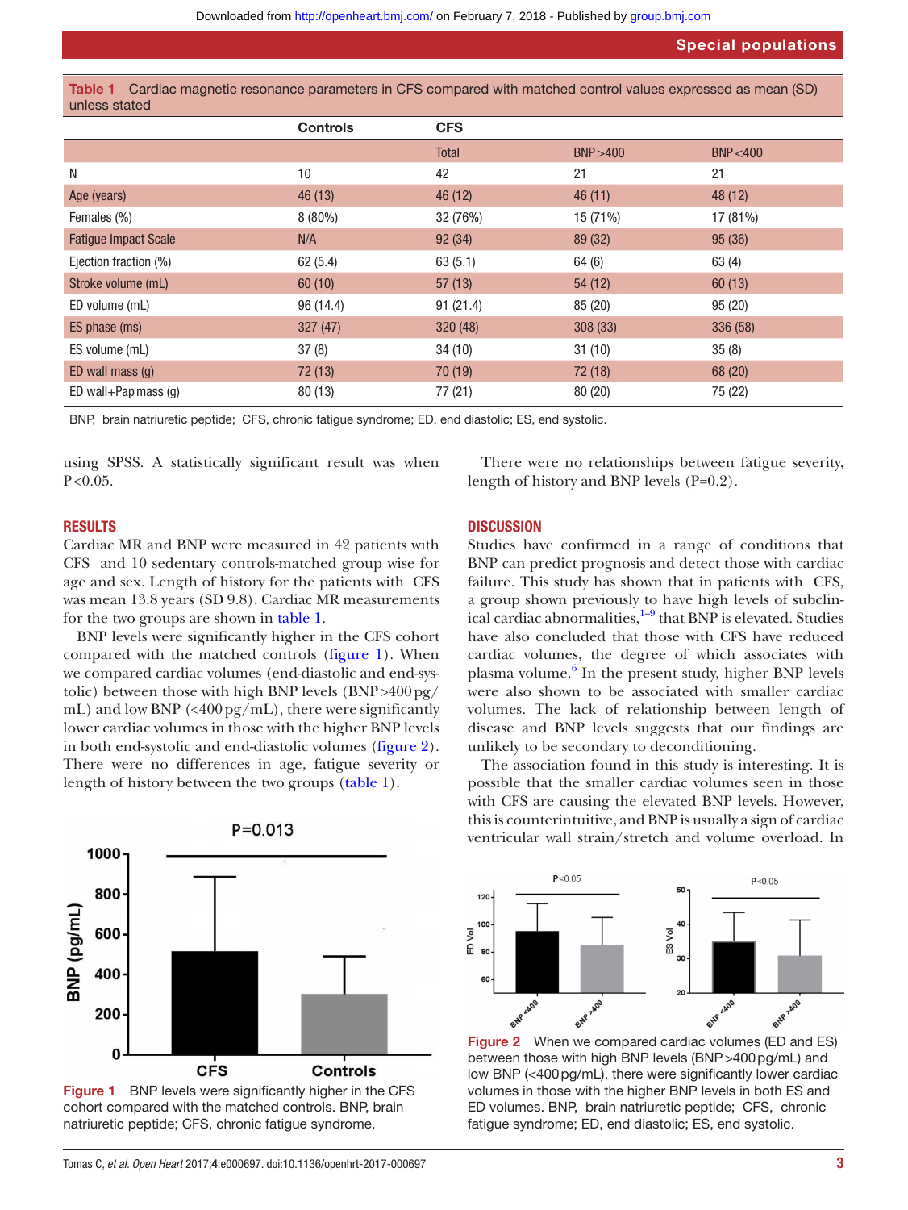Table 1 Cardiac magnetic resonance parameters in CFS compared with matched control values expressed as mean (SD) unless stated

| | Controls | CFS | | |
|---|---|---|---|---|
| | | Total | BNP >400 | BNP <400 |
| N | 10 | 42 | 21 | 21 |
| Age (years) | 46 (13) | 46 (12) | 46 (11) | 48 (12) |
| Females (%) | 8 (80%) | 32 (76%) | 15 (71%) | 17 (81%) |
| Fatigue Impact Scale | N/A | 92 (34) | 89 (32) | 95 (36) |
| Ejection fraction (%) | 62 (5.4) | 63 (5.1) | 64 (6) | 63 (4) |
| Stroke volume (mL) | 60 (10) | 57 (13) | 54 (12) | 60 (13) |
| ED volume (mL) | 96 (14.4) | 91 (21.4) | 85 (20) | 95 (20) |
| ES phase (ms) | 327 (47) | 320 (48) | 308 (33) | 336 (58) |
| ES volume (mL) | 37 (8) | 34 (10) | 31 (10) | 35 (8) |
| ED wall mass (g) | 72 (13) | 70 (19) | 72 (18) | 68 (20) |
| ED wall+Pap mass (g) | 80 (13) | 77 (21) | 80 (20) | 75 (22) |

BNP, brain natriuretic peptide; CFS, chronic fatigue syndrome; ED, end diastolic; ES, end systolic.

using SPSS. A statistically significant result was when $P<0.05$.

## RESULTS

Cardiac MR and BNP were measured in 42 patients with CFS and 10 sedentary controls-matched group wise for age and sex. Length of history for the patients with CFS was mean 13.8 years (SD 9.8). Cardiac MR measurements for the two groups are shown in table 1.

BNP levels were significantly higher in the CFS cohort compared with the matched controls (figure 1). When we compared cardiac volumes (end-diastolic and end-systolic) between those with high BNP levels (BNP>400 pg/mL) and low BNP (<400 pg/mL), there were significantly lower cardiac volumes in those with the higher BNP levels in both end-systolic and end-diastolic volumes (figure 2). There were no differences in age, fatigue severity or length of history between the two groups (table 1).

P=0.013
BNP (pg/mL)
0
200
400
600
800
1000
CFS
Controls

Figure 1 BNP levels were significantly higher in the CFS cohort compared with the matched controls. BNP, brain natriuretic peptide; CFS, chronic fatigue syndrome.

There were no relationships between fatigue severity, length of history and BNP levels (P=0.2).

## DISCUSSION

Studies have confirmed in a range of conditions that BNP can predict prognosis and detect those with cardiac failure. This study has shown that in patients with CFS, a group shown previously to have high levels of subclinical cardiac abnormalities,[1–9] that BNP is elevated. Studies have also concluded that those with CFS have reduced cardiac volumes, the degree of which associates with plasma volume.[6] In the present study, higher BNP levels were also shown to be associated with smaller cardiac volumes. The lack of relationship between length of disease and BNP levels suggests that our findings are unlikely to be secondary to deconditioning.

The association found in this study is interesting. It is possible that the smaller cardiac volumes seen in those with CFS are causing the elevated BNP levels. However, this is counterintuitive, and BNP is usually a sign of cardiac ventricular wall strain/stretch and volume overload. In

P<0.05
ED Vol
60
80
100
120
BNP<400
BNP>400

P<0.05
ES Vol
20
30
40
50
BNP<400
BNP>400

Figure 2 When we compared cardiac volumes (ED and ES) between those with high BNP levels (BNP>400 pg/mL) and low BNP (<400 pg/mL), there were significantly lower cardiac volumes in those with the higher BNP levels in both ES and ED volumes. BNP, brain natriuretic peptide; CFS, chronic fatigue syndrome; ED, end diastolic; ES, end systolic.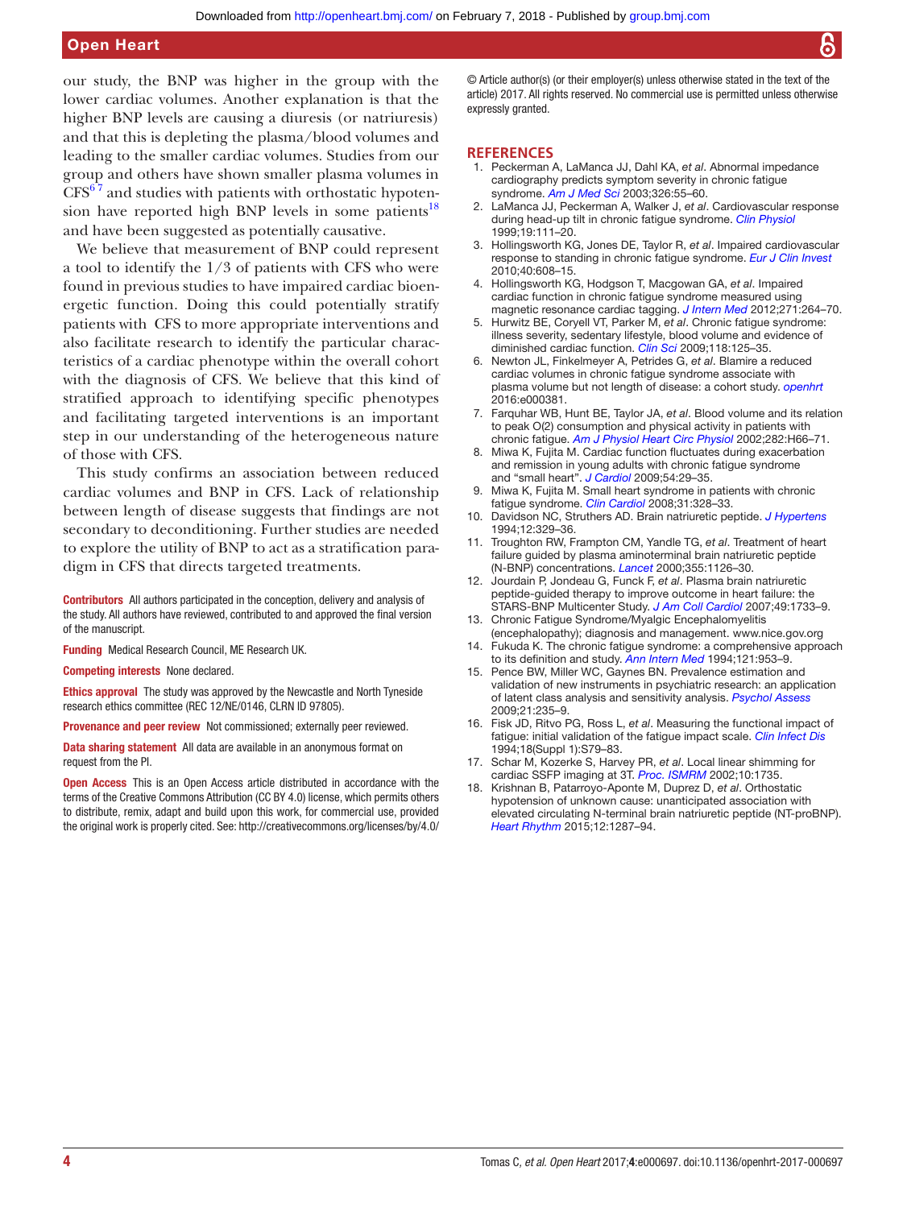our study, the BNP was higher in the group with the lower cardiac volumes. Another explanation is that the higher BNP levels are causing a diuresis (or natriuresis) and that this is depleting the plasma/blood volumes and leading to the smaller cardiac volumes. Studies from our group and others have shown smaller plasma volumes in CFS[6 7] and studies with patients with orthostatic hypotension have reported high BNP levels in some patients[18] and have been suggested as potentially causative.

We believe that measurement of BNP could represent a tool to identify the 1/3 of patients with CFS who were found in previous studies to have impaired cardiac bioenergetic function. Doing this could potentially stratify patients with CFS to more appropriate interventions and also facilitate research to identify the particular characteristics of a cardiac phenotype within the overall cohort with the diagnosis of CFS. We believe that this kind of stratified approach to identifying specific phenotypes and facilitating targeted interventions is an important step in our understanding of the heterogeneous nature of those with CFS.

This study confirms an association between reduced cardiac volumes and BNP in CFS. Lack of relationship between length of disease suggests that findings are not secondary to deconditioning. Further studies are needed to explore the utility of BNP to act as a stratification paradigm in CFS that directs targeted treatments.

**Contributors** All authors participated in the conception, delivery and analysis of the study. All authors have reviewed, contributed to and approved the final version of the manuscript.

**Funding** Medical Research Council, ME Research UK.

**Competing interests** None declared.

**Ethics approval** The study was approved by the Newcastle and North Tyneside research ethics committee (REC 12/NE/0146, CLRN ID 97805).

**Provenance and peer review** Not commissioned; externally peer reviewed.

**Data sharing statement** All data are available in an anonymous format on request from the PI.

**Open Access** This is an Open Access article distributed in accordance with the terms of the Creative Commons Attribution (CC BY 4.0) license, which permits others to distribute, remix, adapt and build upon this work, for commercial use, provided the original work is properly cited. See: http://creativecommons.org/licenses/by/4.0/

© Article author(s) (or their employer(s) unless otherwise stated in the text of the article) 2017. All rights reserved. No commercial use is permitted unless otherwise expressly granted.

## REFERENCES

1. Peckerman A, LaManca JJ, Dahl KA, *et al*. Abnormal impedance cardiography predicts symptom severity in chronic fatigue syndrome. *Am J Med Sci* 2003;326:55–60.
2. LaManca JJ, Peckerman A, Walker J, *et al*. Cardiovascular response during head-up tilt in chronic fatigue syndrome. *Clin Physiol* 1999;19:111–20.
3. Hollingsworth KG, Jones DE, Taylor R, *et al*. Impaired cardiovascular response to standing in chronic fatigue syndrome. *Eur J Clin Invest* 2010;40:608–15.
4. Hollingsworth KG, Hodgson T, Macgowan GA, *et al*. Impaired cardiac function in chronic fatigue syndrome measured using magnetic resonance cardiac tagging. *J Intern Med* 2012;271:264–70.
5. Hurwitz BE, Coryell VT, Parker M, *et al*. Chronic fatigue syndrome: illness severity, sedentary lifestyle, blood volume and evidence of diminished cardiac function. *Clin Sci* 2009;118:125–35.
6. Newton JL, Finkelmeyer A, Petrides G, *et al*. Blamire a reduced cardiac volumes in chronic fatigue syndrome associate with plasma volume but not length of disease: a cohort study. *openhrt* 2016:e000381.
7. Farquhar WB, Hunt BE, Taylor JA, *et al*. Blood volume and its relation to peak O(2) consumption and physical activity in patients with chronic fatigue. *Am J Physiol Heart Circ Physiol* 2002;282:H66–71.
8. Miwa K, Fujita M. Cardiac function fluctuates during exacerbation and remission in young adults with chronic fatigue syndrome and "small heart". *J Cardiol* 2009;54:29–35.
9. Miwa K, Fujita M. Small heart syndrome in patients with chronic fatigue syndrome. *Clin Cardiol* 2008;31:328–33.
10. Davidson NC, Struthers AD. Brain natriuretic peptide. *J Hypertens* 1994;12:329–36.
11. Troughton RW, Frampton CM, Yandle TG, *et al*. Treatment of heart failure guided by plasma aminoterminal brain natriuretic peptide (N-BNP) concentrations. *Lancet* 2000;355:1126–30.
12. Jourdain P, Jondeau G, Funck F, *et al*. Plasma brain natriuretic peptide-guided therapy to improve outcome in heart failure: the STARS-BNP Multicenter Study. *J Am Coll Cardiol* 2007;49:1733–9.
13. Chronic Fatigue Syndrome/Myalgic Encephalomyelitis (encephalopathy); diagnosis and management. www.nice.gov.org
14. Fukuda K. The chronic fatigue syndrome: a comprehensive approach to its definition and study. *Ann Intern Med* 1994;121:953–9.
15. Pence BW, Miller WC, Gaynes BN. Prevalence estimation and validation of new instruments in psychiatric research: an application of latent class analysis and sensitivity analysis. *Psychol Assess* 2009;21:235–9.
16. Fisk JD, Ritvo PG, Ross L, *et al*. Measuring the functional impact of fatigue: initial validation of the fatigue impact scale. *Clin Infect Dis* 1994;18(Suppl 1):S79–83.
17. Schar M, Kozerke S, Harvey PR, *et al*. Local linear shimming for cardiac SSFP imaging at 3T. *Proc. ISMRM* 2002;10:1735.
18. Krishnan B, Patarroyo-Aponte M, Duprez D, *et al*. Orthostatic hypotension of unknown cause: unanticipated association with elevated circulating N-terminal brain natriuretic peptide (NT-proBNP). *Heart Rhythm* 2015;12:1287–94.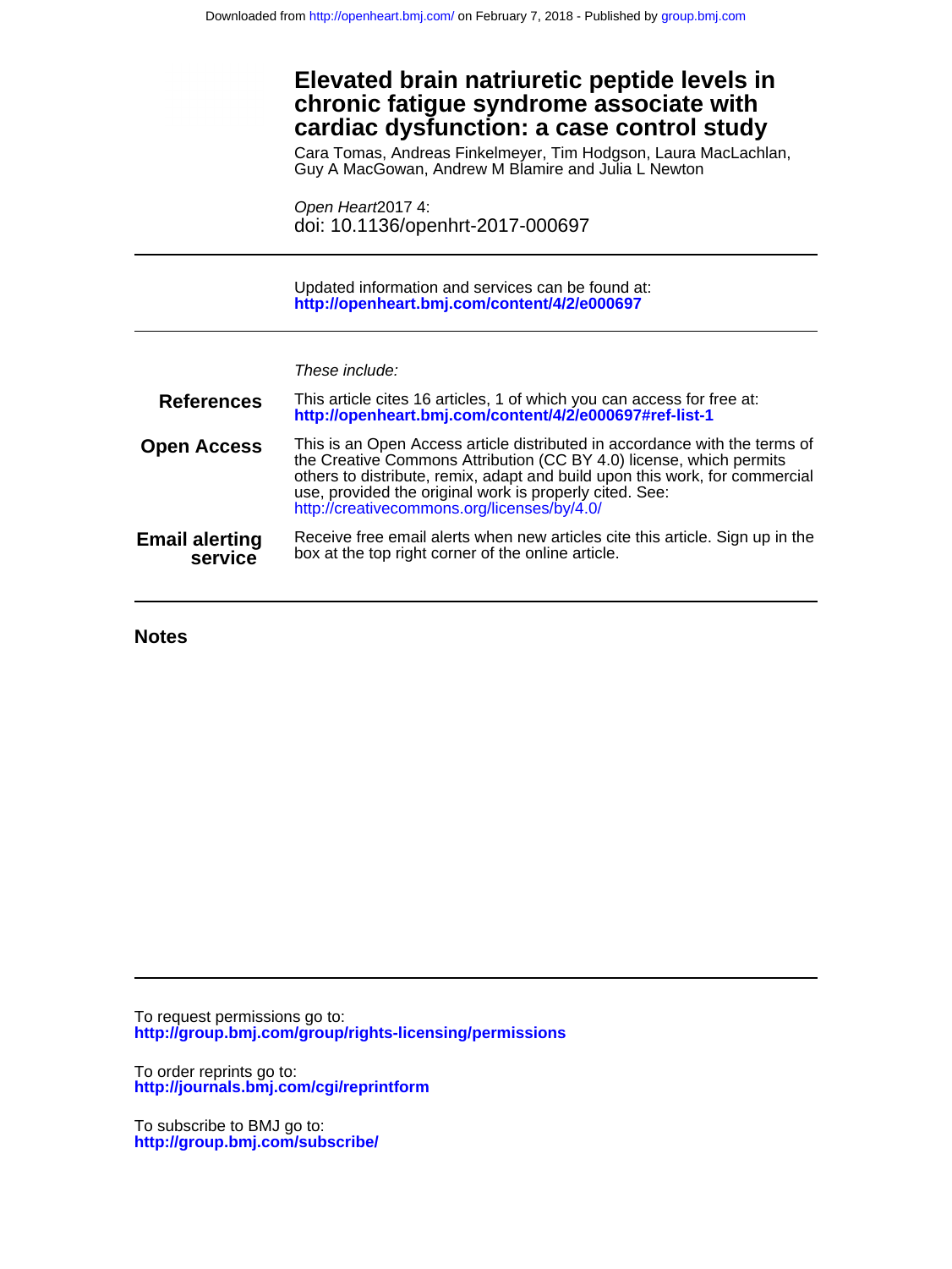# Elevated brain natriuretic peptide levels in chronic fatigue syndrome associate with cardiac dysfunction: a case control study

Cara Tomas, Andreas Finkelmeyer, Tim Hodgson, Laura MacLachlan, Guy A MacGowan, Andrew M Blamire and Julia L Newton

*Open Heart*2017 4:
doi: 10.1136/openhrt-2017-000697

---

Updated information and services can be found at:
**http://openheart.bmj.com/content/4/2/e000697**

---

*These include:*

**References**
This article cites 16 articles, 1 of which you can access for free at:
**http://openheart.bmj.com/content/4/2/e000697#ref-list-1**

**Open Access**
This is an Open Access article distributed in accordance with the terms of the Creative Commons Attribution (CC BY 4.0) license, which permits others to distribute, remix, adapt and build upon this work, for commercial use, provided the original work is properly cited. See: http://creativecommons.org/licenses/by/4.0/

**Email alerting service**
Receive free email alerts when new articles cite this article. Sign up in the box at the top right corner of the online article.

---

## Notes

---

To request permissions go to:
**http://group.bmj.com/group/rights-licensing/permissions**

To order reprints go to:
**http://journals.bmj.com/cgi/reprintform**

To subscribe to BMJ go to:
**http://group.bmj.com/subscribe/**